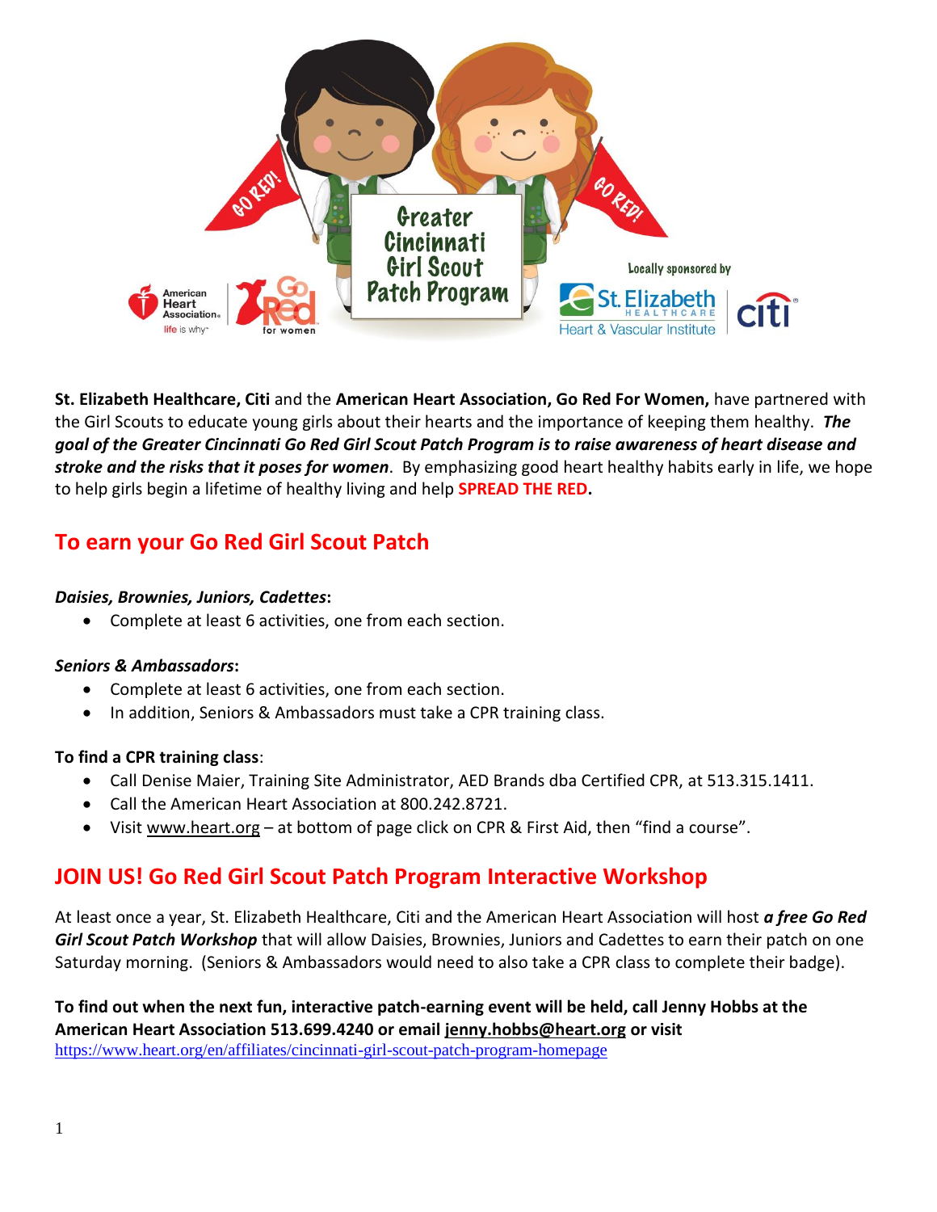# Greater Cincinnati Girl Scout Patch Program

Locally sponsored by

**St. Elizabeth Healthcare, Citi** and the **American Heart Association, Go Red For Women,** have partnered with the Girl Scouts to educate young girls about their hearts and the importance of keeping them healthy. ***The goal of the Greater Cincinnati Go Red Girl Scout Patch Program is to raise awareness of heart disease and stroke and the risks that it poses for women***. By emphasizing good heart healthy habits early in life, we hope to help girls begin a lifetime of healthy living and help **SPREAD THE RED.**

## To earn your Go Red Girl Scout Patch

***Daisies, Brownies, Juniors, Cadettes*:**

- Complete at least 6 activities, one from each section.

***Seniors & Ambassadors*:**

- Complete at least 6 activities, one from each section.
- In addition, Seniors & Ambassadors must take a CPR training class.

**To find a CPR training class**:

- Call Denise Maier, Training Site Administrator, AED Brands dba Certified CPR, at 513.315.1411.
- Call the American Heart Association at 800.242.8721.
- Visit www.heart.org – at bottom of page click on CPR & First Aid, then "find a course".

## JOIN US! Go Red Girl Scout Patch Program Interactive Workshop

At least once a year, St. Elizabeth Healthcare, Citi and the American Heart Association will host ***a free Go Red Girl Scout Patch Workshop*** that will allow Daisies, Brownies, Juniors and Cadettes to earn their patch on one Saturday morning. (Seniors & Ambassadors would need to also take a CPR class to complete their badge).

**To find out when the next fun, interactive patch-earning event will be held, call Jenny Hobbs at the American Heart Association 513.699.4240 or email jenny.hobbs@heart.org or visit** https://www.heart.org/en/affiliates/cincinnati-girl-scout-patch-program-homepage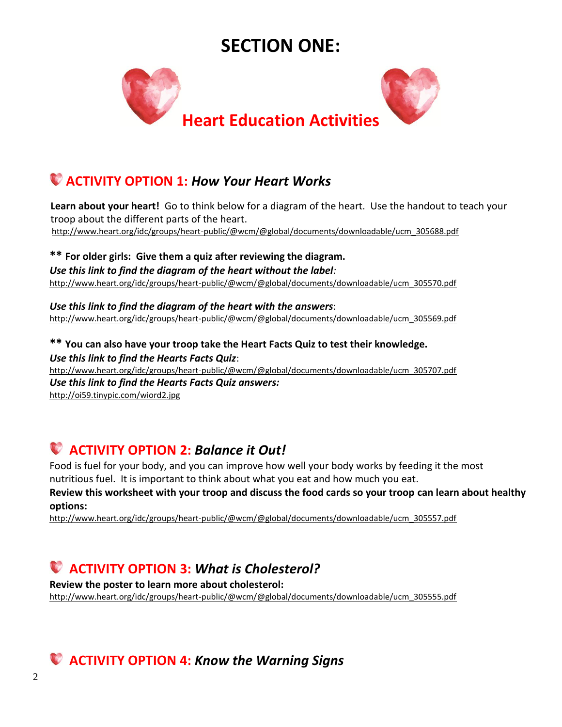# SECTION ONE:

## Heart Education Activities

### ACTIVITY OPTION 1: *How Your Heart Works*

**Learn about your heart!** Go to think below for a diagram of the heart. Use the handout to teach your troop about the different parts of the heart.
http://www.heart.org/idc/groups/heart-public/@wcm/@global/documents/downloadable/ucm_305688.pdf

**** For older girls: Give them a quiz after reviewing the diagram.**
***Use this link to find the diagram of the heart without the label*:**
http://www.heart.org/idc/groups/heart-public/@wcm/@global/documents/downloadable/ucm_305570.pdf

***Use this link to find the diagram of the heart with the answers*:**
http://www.heart.org/idc/groups/heart-public/@wcm/@global/documents/downloadable/ucm_305569.pdf

**** You can also have your troop take the Heart Facts Quiz to test their knowledge.**
***Use this link to find the Hearts Facts Quiz*:**
http://www.heart.org/idc/groups/heart-public/@wcm/@global/documents/downloadable/ucm_305707.pdf
***Use this link to find the Hearts Facts Quiz answers:***
http://oi59.tinypic.com/wiord2.jpg

### ACTIVITY OPTION 2: *Balance it Out!*

Food is fuel for your body, and you can improve how well your body works by feeding it the most nutritious fuel. It is important to think about what you eat and how much you eat.
**Review this worksheet with your troop and discuss the food cards so your troop can learn about healthy options:**
http://www.heart.org/idc/groups/heart-public/@wcm/@global/documents/downloadable/ucm_305557.pdf

### ACTIVITY OPTION 3: *What is Cholesterol?*

**Review the poster to learn more about cholesterol:**
http://www.heart.org/idc/groups/heart-public/@wcm/@global/documents/downloadable/ucm_305555.pdf

### ACTIVITY OPTION 4: *Know the Warning Signs*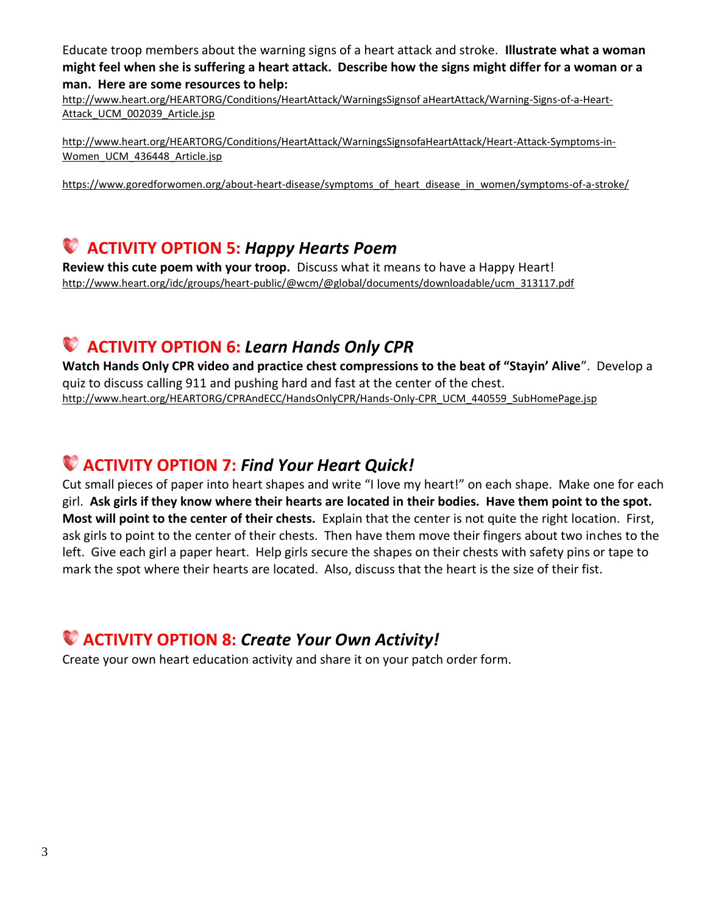Educate troop members about the warning signs of a heart attack and stroke. **Illustrate what a woman might feel when she is suffering a heart attack. Describe how the signs might differ for a woman or a man. Here are some resources to help:**

http://www.heart.org/HEARTORG/Conditions/HeartAttack/WarningsSignsof aHeartAttack/Warning-Signs-of-a-Heart-Attack_UCM_002039_Article.jsp

http://www.heart.org/HEARTORG/Conditions/HeartAttack/WarningsSignsofaHeartAttack/Heart-Attack-Symptoms-in-Women_UCM_436448_Article.jsp

https://www.goredforwomen.org/about-heart-disease/symptoms_of_heart_disease_in_women/symptoms-of-a-stroke/

## ACTIVITY OPTION 5: *Happy Hearts Poem*

**Review this cute poem with your troop.** Discuss what it means to have a Happy Heart!
http://www.heart.org/idc/groups/heart-public/@wcm/@global/documents/downloadable/ucm_313117.pdf

## ACTIVITY OPTION 6: *Learn Hands Only CPR*

**Watch Hands Only CPR video and practice chest compressions to the beat of "Stayin' Alive**". Develop a quiz to discuss calling 911 and pushing hard and fast at the center of the chest.
http://www.heart.org/HEARTORG/CPRAndECC/HandsOnlyCPR/Hands-Only-CPR_UCM_440559_SubHomePage.jsp

## ACTIVITY OPTION 7: *Find Your Heart Quick!*

Cut small pieces of paper into heart shapes and write "I love my heart!" on each shape. Make one for each girl. **Ask girls if they know where their hearts are located in their bodies. Have them point to the spot. Most will point to the center of their chests.** Explain that the center is not quite the right location. First, ask girls to point to the center of their chests. Then have them move their fingers about two inches to the left. Give each girl a paper heart. Help girls secure the shapes on their chests with safety pins or tape to mark the spot where their hearts are located. Also, discuss that the heart is the size of their fist.

## ACTIVITY OPTION 8: *Create Your Own Activity!*

Create your own heart education activity and share it on your patch order form.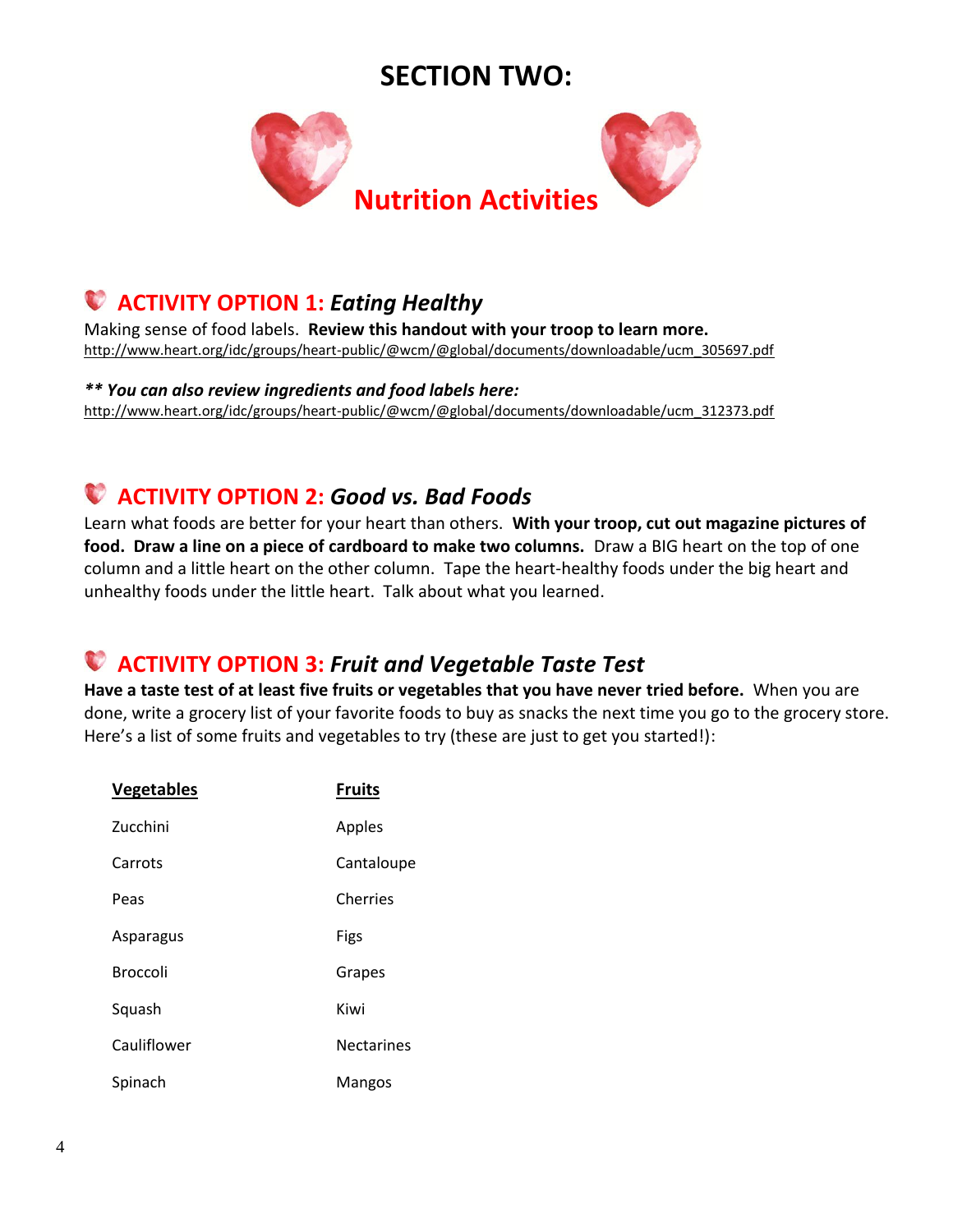# SECTION TWO:

## Nutrition Activities

### ACTIVITY OPTION 1: *Eating Healthy*

Making sense of food labels. **Review this handout with your troop to learn more.**
http://www.heart.org/idc/groups/heart-public/@wcm/@global/documents/downloadable/ucm_305697.pdf

***** You can also review ingredients and food labels here:***
http://www.heart.org/idc/groups/heart-public/@wcm/@global/documents/downloadable/ucm_312373.pdf

### ACTIVITY OPTION 2: *Good vs. Bad Foods*

Learn what foods are better for your heart than others. **With your troop, cut out magazine pictures of food. Draw a line on a piece of cardboard to make two columns.** Draw a BIG heart on the top of one column and a little heart on the other column. Tape the heart-healthy foods under the big heart and unhealthy foods under the little heart. Talk about what you learned.

### ACTIVITY OPTION 3: *Fruit and Vegetable Taste Test*

**Have a taste test of at least five fruits or vegetables that you have never tried before.** When you are done, write a grocery list of your favorite foods to buy as snacks the next time you go to the grocery store. Here's a list of some fruits and vegetables to try (these are just to get you started!):

| Vegetables | Fruits |
|---|---|
| Zucchini | Apples |
| Carrots | Cantaloupe |
| Peas | Cherries |
| Asparagus | Figs |
| Broccoli | Grapes |
| Squash | Kiwi |
| Cauliflower | Nectarines |
| Spinach | Mangos |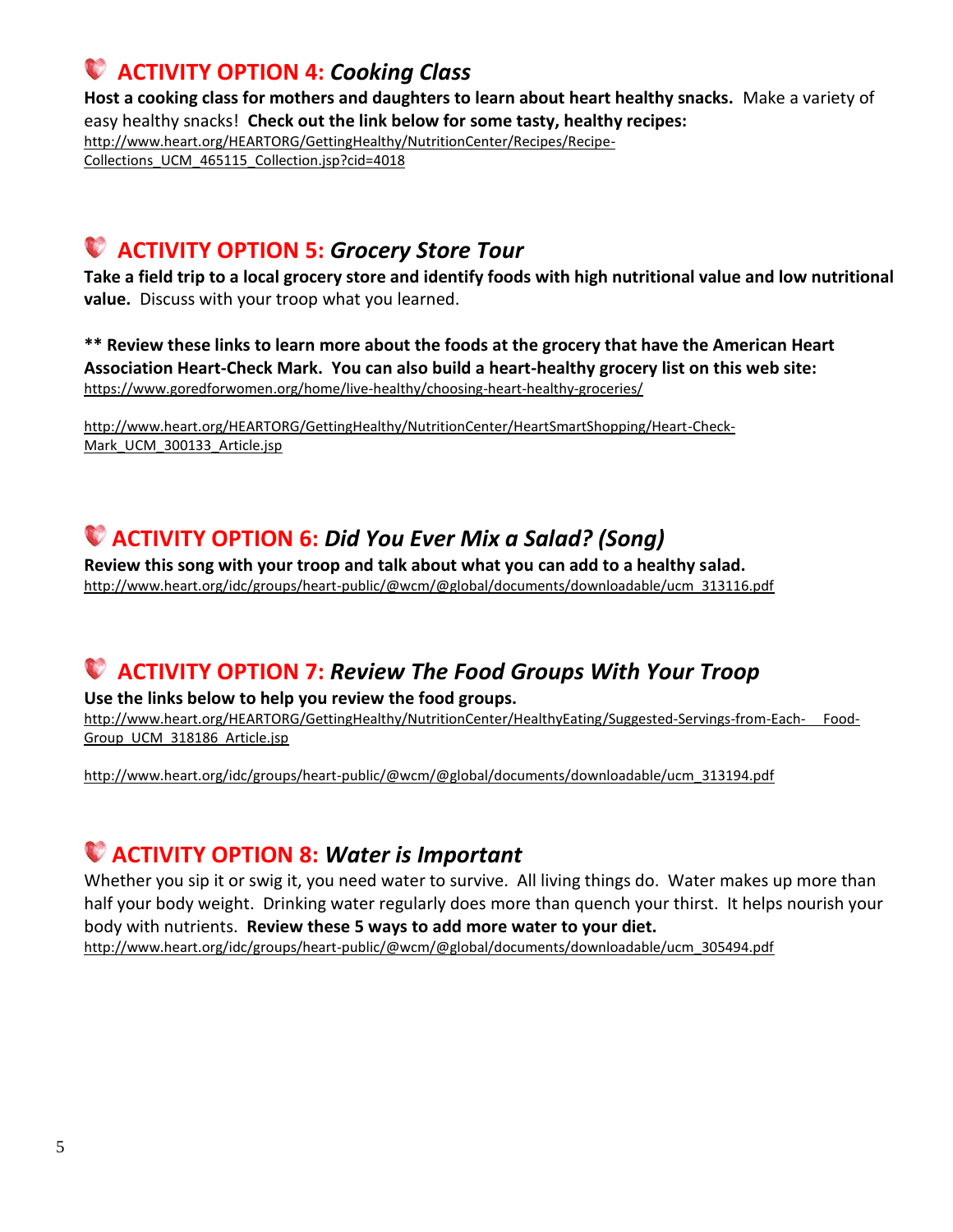## ACTIVITY OPTION 4: *Cooking Class*

**Host a cooking class for mothers and daughters to learn about heart healthy snacks.** Make a variety of easy healthy snacks! **Check out the link below for some tasty, healthy recipes:**
http://www.heart.org/HEARTORG/GettingHealthy/NutritionCenter/Recipes/Recipe-Collections_UCM_465115_Collection.jsp?cid=4018

## ACTIVITY OPTION 5: *Grocery Store Tour*

**Take a field trip to a local grocery store and identify foods with high nutritional value and low nutritional value.** Discuss with your troop what you learned.

**** Review these links to learn more about the foods at the grocery that have the American Heart Association Heart-Check Mark. You can also build a heart-healthy grocery list on this web site:**
https://www.goredforwomen.org/home/live-healthy/choosing-heart-healthy-groceries/

http://www.heart.org/HEARTORG/GettingHealthy/NutritionCenter/HeartSmartShopping/Heart-Check-Mark_UCM_300133_Article.jsp

## ACTIVITY OPTION 6: *Did You Ever Mix a Salad? (Song)*

**Review this song with your troop and talk about what you can add to a healthy salad.**
http://www.heart.org/idc/groups/heart-public/@wcm/@global/documents/downloadable/ucm_313116.pdf

## ACTIVITY OPTION 7: *Review The Food Groups With Your Troop*

**Use the links below to help you review the food groups.**
http://www.heart.org/HEARTORG/GettingHealthy/NutritionCenter/HealthyEating/Suggested-Servings-from-Each-Food-Group_UCM_318186_Article.jsp

http://www.heart.org/idc/groups/heart-public/@wcm/@global/documents/downloadable/ucm_313194.pdf

## ACTIVITY OPTION 8: *Water is Important*

Whether you sip it or swig it, you need water to survive. All living things do. Water makes up more than half your body weight. Drinking water regularly does more than quench your thirst. It helps nourish your body with nutrients. **Review these 5 ways to add more water to your diet.**
http://www.heart.org/idc/groups/heart-public/@wcm/@global/documents/downloadable/ucm_305494.pdf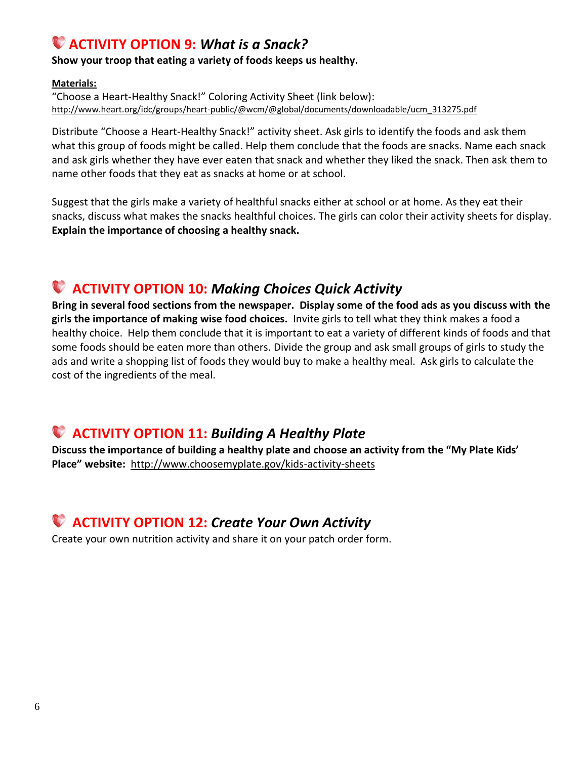## ACTIVITY OPTION 9: *What is a Snack?*

**Show your troop that eating a variety of foods keeps us healthy.**

**Materials:**

"Choose a Heart-Healthy Snack!" Coloring Activity Sheet (link below):
http://www.heart.org/idc/groups/heart-public/@wcm/@global/documents/downloadable/ucm_313275.pdf

Distribute "Choose a Heart-Healthy Snack!" activity sheet. Ask girls to identify the foods and ask them what this group of foods might be called. Help them conclude that the foods are snacks. Name each snack and ask girls whether they have ever eaten that snack and whether they liked the snack. Then ask them to name other foods that they eat as snacks at home or at school.

Suggest that the girls make a variety of healthful snacks either at school or at home. As they eat their snacks, discuss what makes the snacks healthful choices. The girls can color their activity sheets for display. **Explain the importance of choosing a healthy snack.**

## ACTIVITY OPTION 10: *Making Choices Quick Activity*

**Bring in several food sections from the newspaper. Display some of the food ads as you discuss with the girls the importance of making wise food choices.** Invite girls to tell what they think makes a food a healthy choice. Help them conclude that it is important to eat a variety of different kinds of foods and that some foods should be eaten more than others. Divide the group and ask small groups of girls to study the ads and write a shopping list of foods they would buy to make a healthy meal. Ask girls to calculate the cost of the ingredients of the meal.

## ACTIVITY OPTION 11: *Building A Healthy Plate*

**Discuss the importance of building a healthy plate and choose an activity from the "My Plate Kids' Place" website:** http://www.choosemyplate.gov/kids-activity-sheets

## ACTIVITY OPTION 12: *Create Your Own Activity*

Create your own nutrition activity and share it on your patch order form.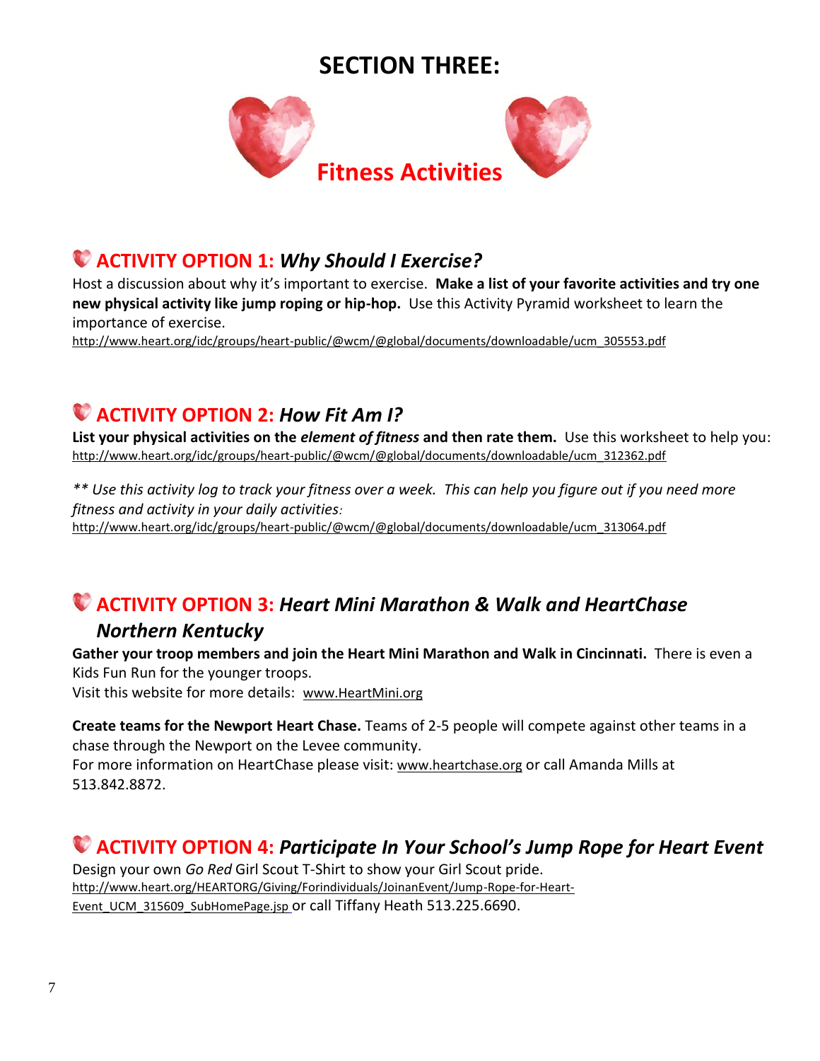# SECTION THREE:

## Fitness Activities

### ACTIVITY OPTION 1: *Why Should I Exercise?*

Host a discussion about why it's important to exercise. **Make a list of your favorite activities and try one new physical activity like jump roping or hip-hop.** Use this Activity Pyramid worksheet to learn the importance of exercise.
http://www.heart.org/idc/groups/heart-public/@wcm/@global/documents/downloadable/ucm_305553.pdf

### ACTIVITY OPTION 2: *How Fit Am I?*

**List your physical activities on the *element of fitness* and then rate them.** Use this worksheet to help you:
http://www.heart.org/idc/groups/heart-public/@wcm/@global/documents/downloadable/ucm_312362.pdf

*** Use this activity log to track your fitness over a week. This can help you figure out if you need more fitness and activity in your daily activities:*
http://www.heart.org/idc/groups/heart-public/@wcm/@global/documents/downloadable/ucm_313064.pdf

### ACTIVITY OPTION 3: *Heart Mini Marathon & Walk and HeartChase Northern Kentucky*

**Gather your troop members and join the Heart Mini Marathon and Walk in Cincinnati.** There is even a Kids Fun Run for the younger troops.
Visit this website for more details: www.HeartMini.org

**Create teams for the Newport Heart Chase.** Teams of 2-5 people will compete against other teams in a chase through the Newport on the Levee community.
For more information on HeartChase please visit: www.heartchase.org or call Amanda Mills at 513.842.8872.

### ACTIVITY OPTION 4: *Participate In Your School's Jump Rope for Heart Event*

Design your own *Go Red* Girl Scout T-Shirt to show your Girl Scout pride.
http://www.heart.org/HEARTORG/Giving/Forindividuals/JoinanEvent/Jump-Rope-for-Heart-Event_UCM_315609_SubHomePage.jsp or call Tiffany Heath 513.225.6690.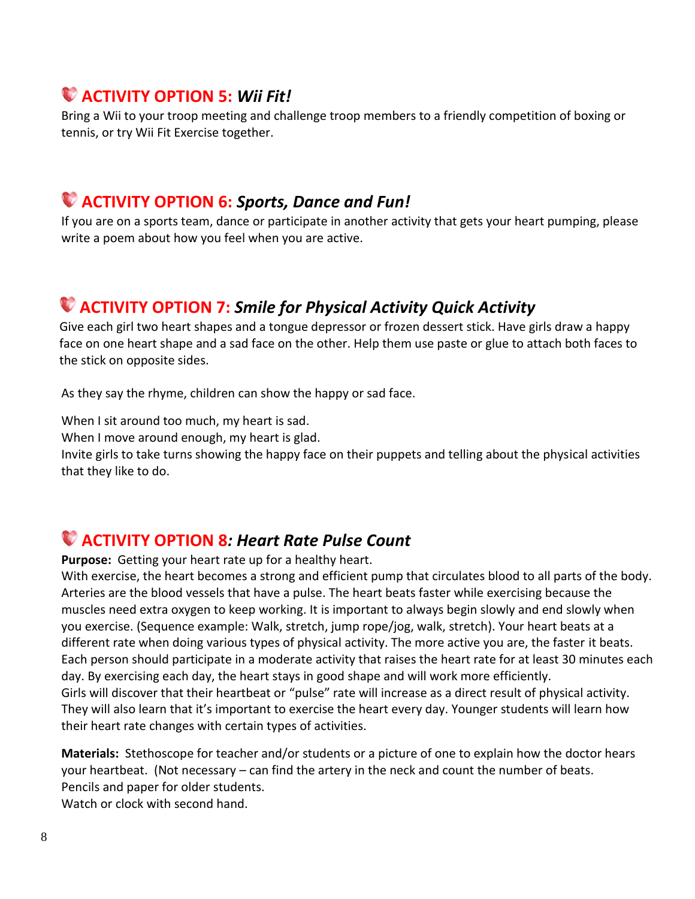## ACTIVITY OPTION 5: *Wii Fit!*

Bring a Wii to your troop meeting and challenge troop members to a friendly competition of boxing or tennis, or try Wii Fit Exercise together.

## ACTIVITY OPTION 6: *Sports, Dance and Fun!*

If you are on a sports team, dance or participate in another activity that gets your heart pumping, please write a poem about how you feel when you are active.

## ACTIVITY OPTION 7: *Smile for Physical Activity Quick Activity*

Give each girl two heart shapes and a tongue depressor or frozen dessert stick. Have girls draw a happy face on one heart shape and a sad face on the other. Help them use paste or glue to attach both faces to the stick on opposite sides.

As they say the rhyme, children can show the happy or sad face.

When I sit around too much, my heart is sad.
When I move around enough, my heart is glad.
Invite girls to take turns showing the happy face on their puppets and telling about the physical activities that they like to do.

## ACTIVITY OPTION 8*: Heart Rate Pulse Count*

**Purpose:** Getting your heart rate up for a healthy heart.
With exercise, the heart becomes a strong and efficient pump that circulates blood to all parts of the body. Arteries are the blood vessels that have a pulse. The heart beats faster while exercising because the muscles need extra oxygen to keep working. It is important to always begin slowly and end slowly when you exercise. (Sequence example: Walk, stretch, jump rope/jog, walk, stretch). Your heart beats at a different rate when doing various types of physical activity. The more active you are, the faster it beats. Each person should participate in a moderate activity that raises the heart rate for at least 30 minutes each day. By exercising each day, the heart stays in good shape and will work more efficiently.
Girls will discover that their heartbeat or "pulse" rate will increase as a direct result of physical activity. They will also learn that it's important to exercise the heart every day. Younger students will learn how their heart rate changes with certain types of activities.

**Materials:** Stethoscope for teacher and/or students or a picture of one to explain how the doctor hears your heartbeat. (Not necessary – can find the artery in the neck and count the number of beats.
Pencils and paper for older students.
Watch or clock with second hand.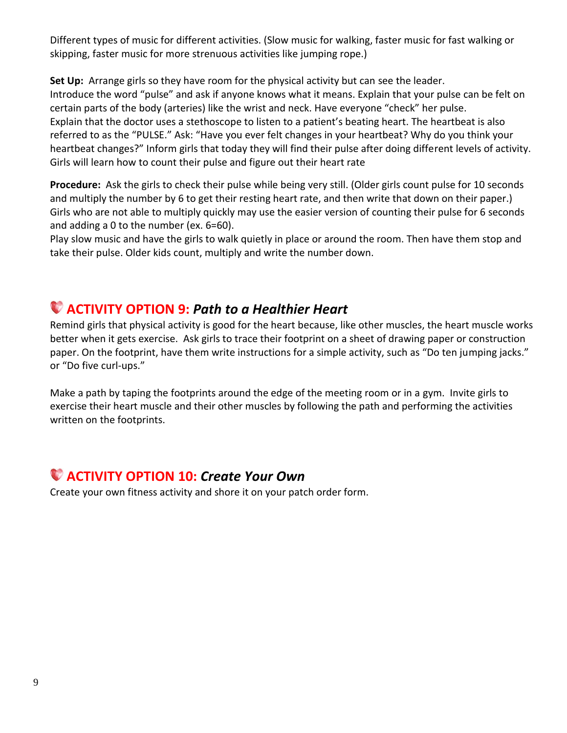Different types of music for different activities. (Slow music for walking, faster music for fast walking or skipping, faster music for more strenuous activities like jumping rope.)

**Set Up:** Arrange girls so they have room for the physical activity but can see the leader.
Introduce the word "pulse" and ask if anyone knows what it means. Explain that your pulse can be felt on certain parts of the body (arteries) like the wrist and neck. Have everyone "check" her pulse.
Explain that the doctor uses a stethoscope to listen to a patient's beating heart. The heartbeat is also referred to as the "PULSE." Ask: "Have you ever felt changes in your heartbeat? Why do you think your heartbeat changes?" Inform girls that today they will find their pulse after doing different levels of activity. Girls will learn how to count their pulse and figure out their heart rate

**Procedure:** Ask the girls to check their pulse while being very still. (Older girls count pulse for 10 seconds and multiply the number by 6 to get their resting heart rate, and then write that down on their paper.) Girls who are not able to multiply quickly may use the easier version of counting their pulse for 6 seconds and adding a 0 to the number (ex. 6=60).
Play slow music and have the girls to walk quietly in place or around the room. Then have them stop and take their pulse. Older kids count, multiply and write the number down.

## ACTIVITY OPTION 9: *Path to a Healthier Heart*

Remind girls that physical activity is good for the heart because, like other muscles, the heart muscle works better when it gets exercise. Ask girls to trace their footprint on a sheet of drawing paper or construction paper. On the footprint, have them write instructions for a simple activity, such as "Do ten jumping jacks." or "Do five curl-ups."

Make a path by taping the footprints around the edge of the meeting room or in a gym. Invite girls to exercise their heart muscle and their other muscles by following the path and performing the activities written on the footprints.

## ACTIVITY OPTION 10: *Create Your Own*

Create your own fitness activity and shore it on your patch order form.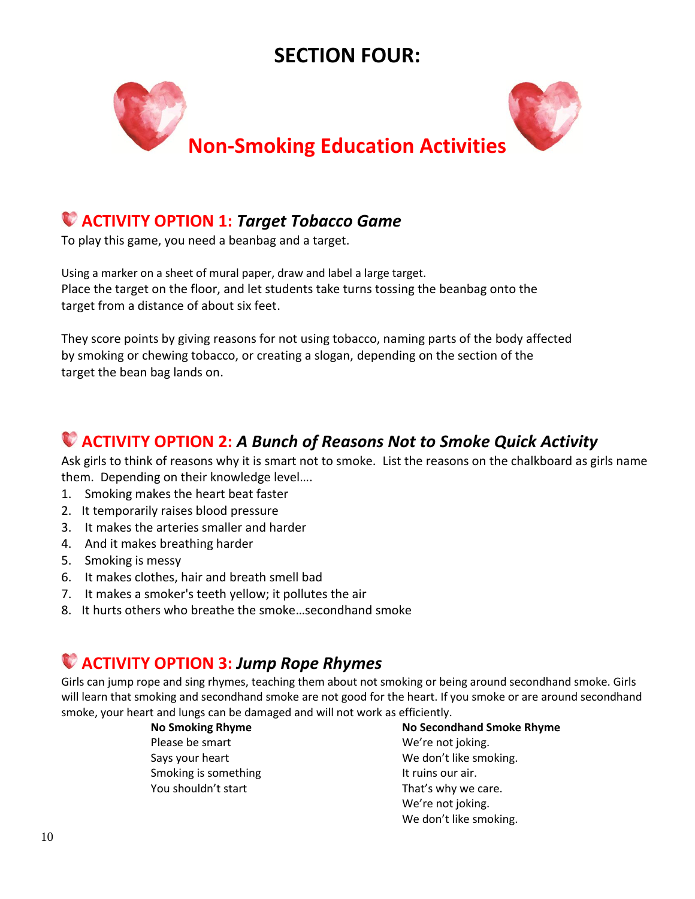# SECTION FOUR:

## Non-Smoking Education Activities

### ACTIVITY OPTION 1: *Target Tobacco Game*

To play this game, you need a beanbag and a target.

Using a marker on a sheet of mural paper, draw and label a large target.
Place the target on the floor, and let students take turns tossing the beanbag onto the target from a distance of about six feet.

They score points by giving reasons for not using tobacco, naming parts of the body affected by smoking or chewing tobacco, or creating a slogan, depending on the section of the target the bean bag lands on.

### ACTIVITY OPTION 2: *A Bunch of Reasons Not to Smoke Quick Activity*

Ask girls to think of reasons why it is smart not to smoke. List the reasons on the chalkboard as girls name them. Depending on their knowledge level….

1. Smoking makes the heart beat faster
2. It temporarily raises blood pressure
3. It makes the arteries smaller and harder
4. And it makes breathing harder
5. Smoking is messy
6. It makes clothes, hair and breath smell bad
7. It makes a smoker's teeth yellow; it pollutes the air
8. It hurts others who breathe the smoke…secondhand smoke

### ACTIVITY OPTION 3: *Jump Rope Rhymes*

Girls can jump rope and sing rhymes, teaching them about not smoking or being around secondhand smoke. Girls will learn that smoking and secondhand smoke are not good for the heart. If you smoke or are around secondhand smoke, your heart and lungs can be damaged and will not work as efficiently.

**No Smoking Rhyme**

Please be smart
Says your heart
Smoking is something
You shouldn't start

**No Secondhand Smoke Rhyme**

We're not joking.
We don't like smoking.
It ruins our air.
That's why we care.
We're not joking.
We don't like smoking.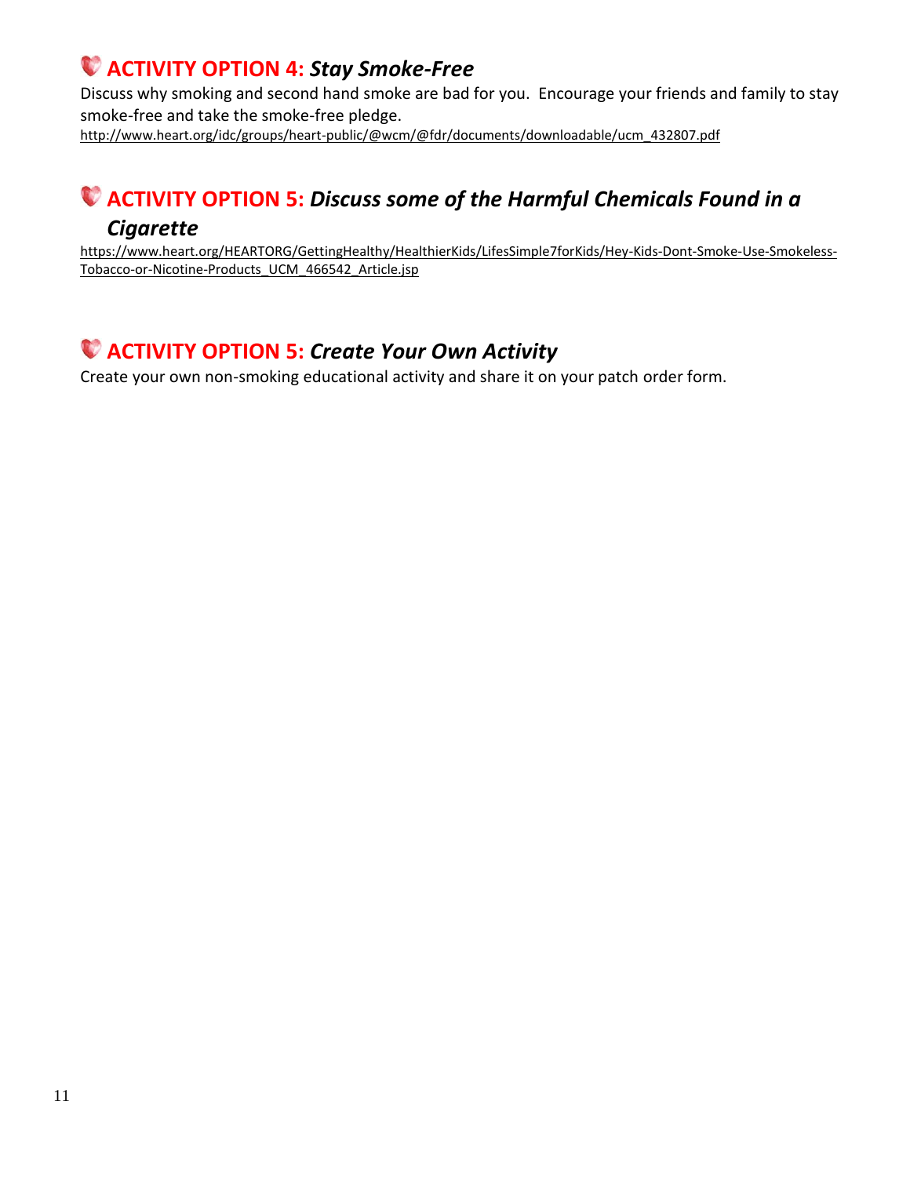## ACTIVITY OPTION 4: *Stay Smoke-Free*

Discuss why smoking and second hand smoke are bad for you. Encourage your friends and family to stay smoke-free and take the smoke-free pledge.

http://www.heart.org/idc/groups/heart-public/@wcm/@fdr/documents/downloadable/ucm_432807.pdf

## ACTIVITY OPTION 5: *Discuss some of the Harmful Chemicals Found in a Cigarette*

https://www.heart.org/HEARTORG/GettingHealthy/HealthierKids/LifesSimple7forKids/Hey-Kids-Dont-Smoke-Use-Smokeless-Tobacco-or-Nicotine-Products_UCM_466542_Article.jsp

## ACTIVITY OPTION 5: *Create Your Own Activity*

Create your own non-smoking educational activity and share it on your patch order form.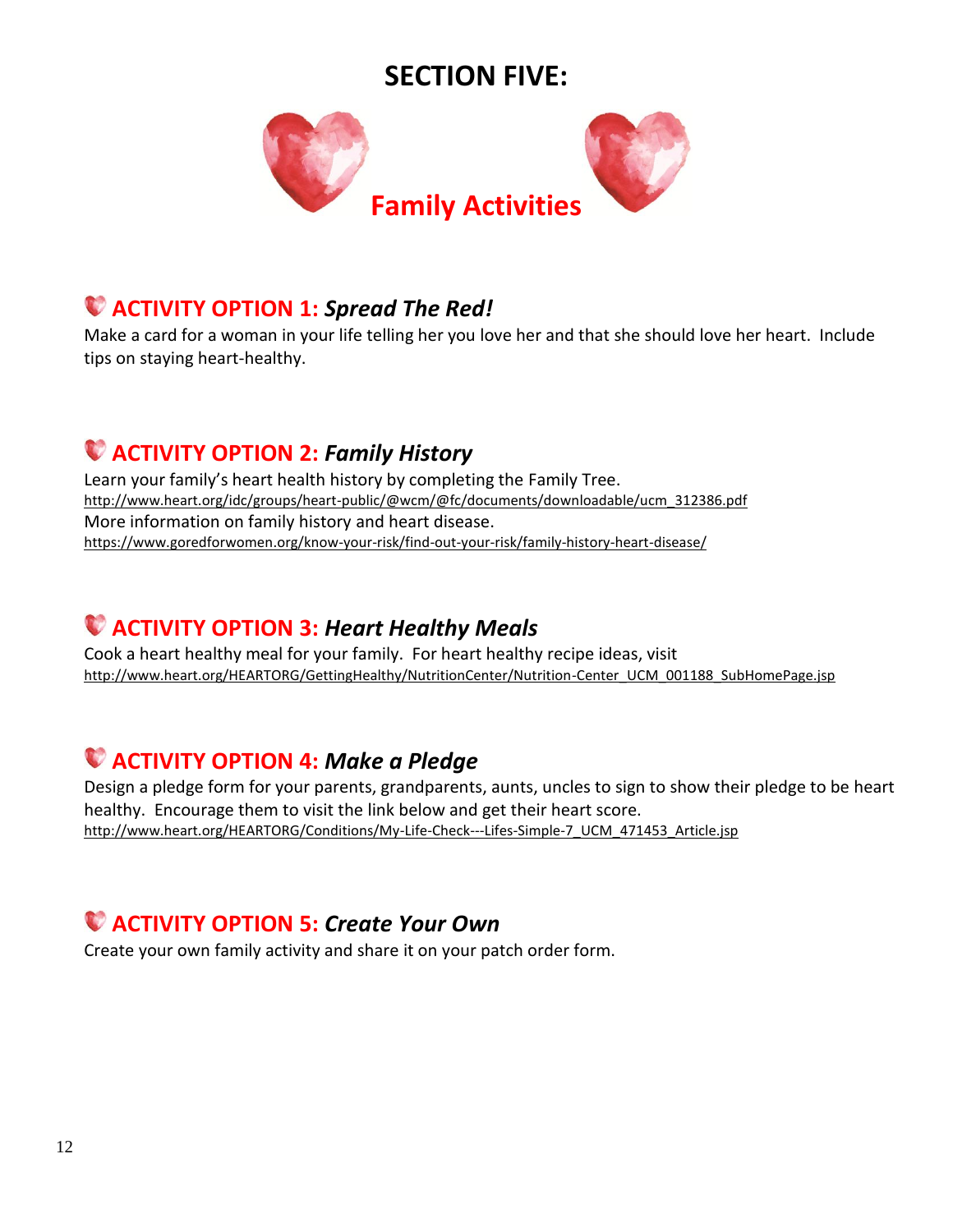# SECTION FIVE:

## Family Activities

### ACTIVITY OPTION 1: *Spread The Red!*

Make a card for a woman in your life telling her you love her and that she should love her heart. Include tips on staying heart-healthy.

### ACTIVITY OPTION 2: *Family History*

Learn your family's heart health history by completing the Family Tree.
http://www.heart.org/idc/groups/heart-public/@wcm/@fc/documents/downloadable/ucm_312386.pdf
More information on family history and heart disease.
https://www.goredforwomen.org/know-your-risk/find-out-your-risk/family-history-heart-disease/

### ACTIVITY OPTION 3: *Heart Healthy Meals*

Cook a heart healthy meal for your family. For heart healthy recipe ideas, visit
http://www.heart.org/HEARTORG/GettingHealthy/NutritionCenter/Nutrition-Center_UCM_001188_SubHomePage.jsp

### ACTIVITY OPTION 4: *Make a Pledge*

Design a pledge form for your parents, grandparents, aunts, uncles to sign to show their pledge to be heart healthy. Encourage them to visit the link below and get their heart score.
http://www.heart.org/HEARTORG/Conditions/My-Life-Check---Lifes-Simple-7_UCM_471453_Article.jsp

### ACTIVITY OPTION 5: *Create Your Own*

Create your own family activity and share it on your patch order form.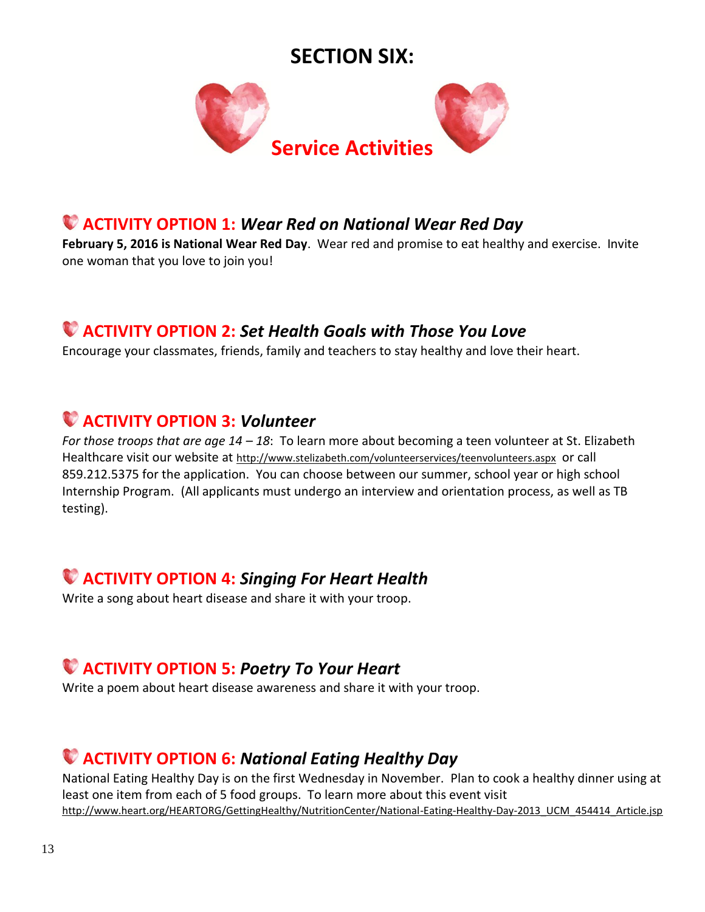# SECTION SIX:

## Service Activities

### ACTIVITY OPTION 1: *Wear Red on National Wear Red Day*

**February 5, 2016 is National Wear Red Day**. Wear red and promise to eat healthy and exercise. Invite one woman that you love to join you!

### ACTIVITY OPTION 2: *Set Health Goals with Those You Love*

Encourage your classmates, friends, family and teachers to stay healthy and love their heart.

### ACTIVITY OPTION 3: *Volunteer*

*For those troops that are age 14 – 18*: To learn more about becoming a teen volunteer at St. Elizabeth Healthcare visit our website at http://www.stelizabeth.com/volunteerservices/teenvolunteers.aspx or call 859.212.5375 for the application. You can choose between our summer, school year or high school Internship Program. (All applicants must undergo an interview and orientation process, as well as TB testing).

### ACTIVITY OPTION 4: *Singing For Heart Health*

Write a song about heart disease and share it with your troop.

### ACTIVITY OPTION 5: *Poetry To Your Heart*

Write a poem about heart disease awareness and share it with your troop.

### ACTIVITY OPTION 6: *National Eating Healthy Day*

National Eating Healthy Day is on the first Wednesday in November. Plan to cook a healthy dinner using at least one item from each of 5 food groups. To learn more about this event visit http://www.heart.org/HEARTORG/GettingHealthy/NutritionCenter/National-Eating-Healthy-Day-2013_UCM_454414_Article.jsp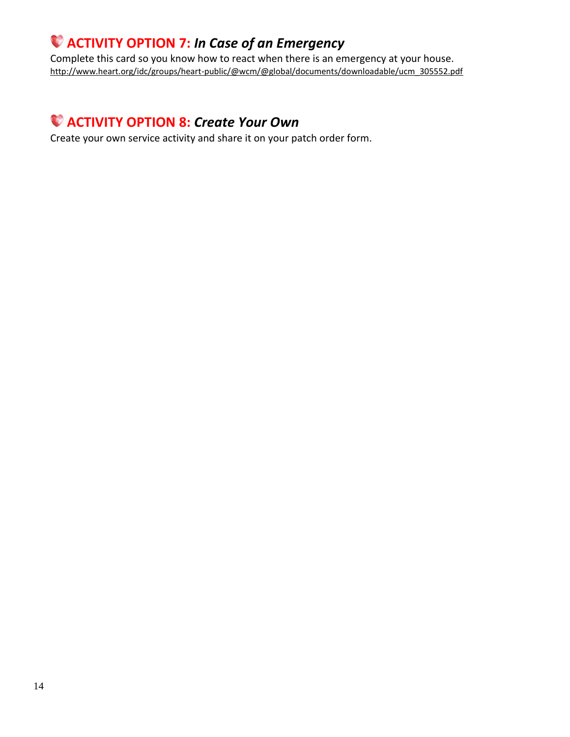## ACTIVITY OPTION 7: *In Case of an Emergency*

Complete this card so you know how to react when there is an emergency at your house.
http://www.heart.org/idc/groups/heart-public/@wcm/@global/documents/downloadable/ucm_305552.pdf

## ACTIVITY OPTION 8: *Create Your Own*

Create your own service activity and share it on your patch order form.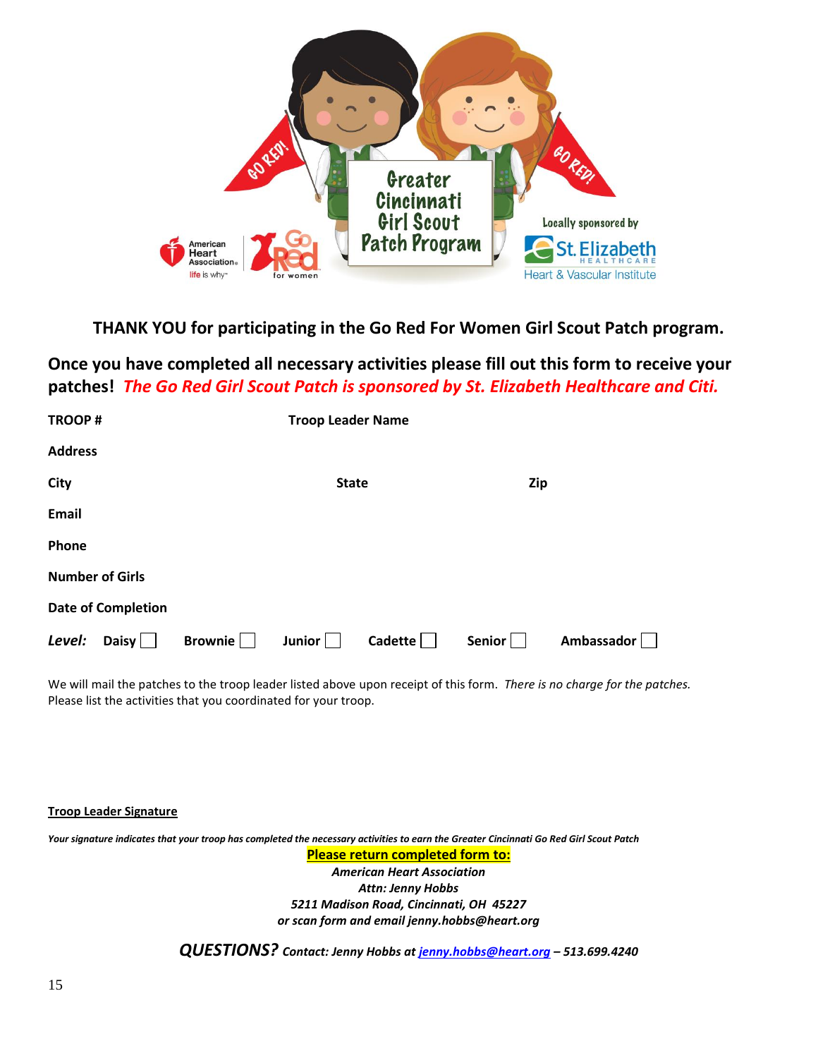**THANK YOU for participating in the Go Red For Women Girl Scout Patch program.**

**Once you have completed all necessary activities please fill out this form to receive your patches!** ***The Go Red Girl Scout Patch is sponsored by St. Elizabeth Healthcare and Citi.***

**TROOP #** **Troop Leader Name**

**Address**

**City** **State** **Zip**

**Email**

**Phone**

**Number of Girls**

**Date of Completion**

***Level:*** **Daisy** ☐ **Brownie** ☐ **Junior** ☐ **Cadette** ☐ **Senior** ☐ **Ambassador** ☐

We will mail the patches to the troop leader listed above upon receipt of this form. *There is no charge for the patches.*
Please list the activities that you coordinated for your troop.

**Troop Leader Signature**

***Your signature indicates that your troop has completed the necessary activities to earn the Greater Cincinnati Go Red Girl Scout Patch***

**Please return completed form to:**

***American Heart Association***
***Attn: Jenny Hobbs***
***5211 Madison Road, Cincinnati, OH 45227***
***or scan form and email jenny.hobbs@heart.org***

***QUESTIONS?*** ***Contact: Jenny Hobbs at jenny.hobbs@heart.org – 513.699.4240***